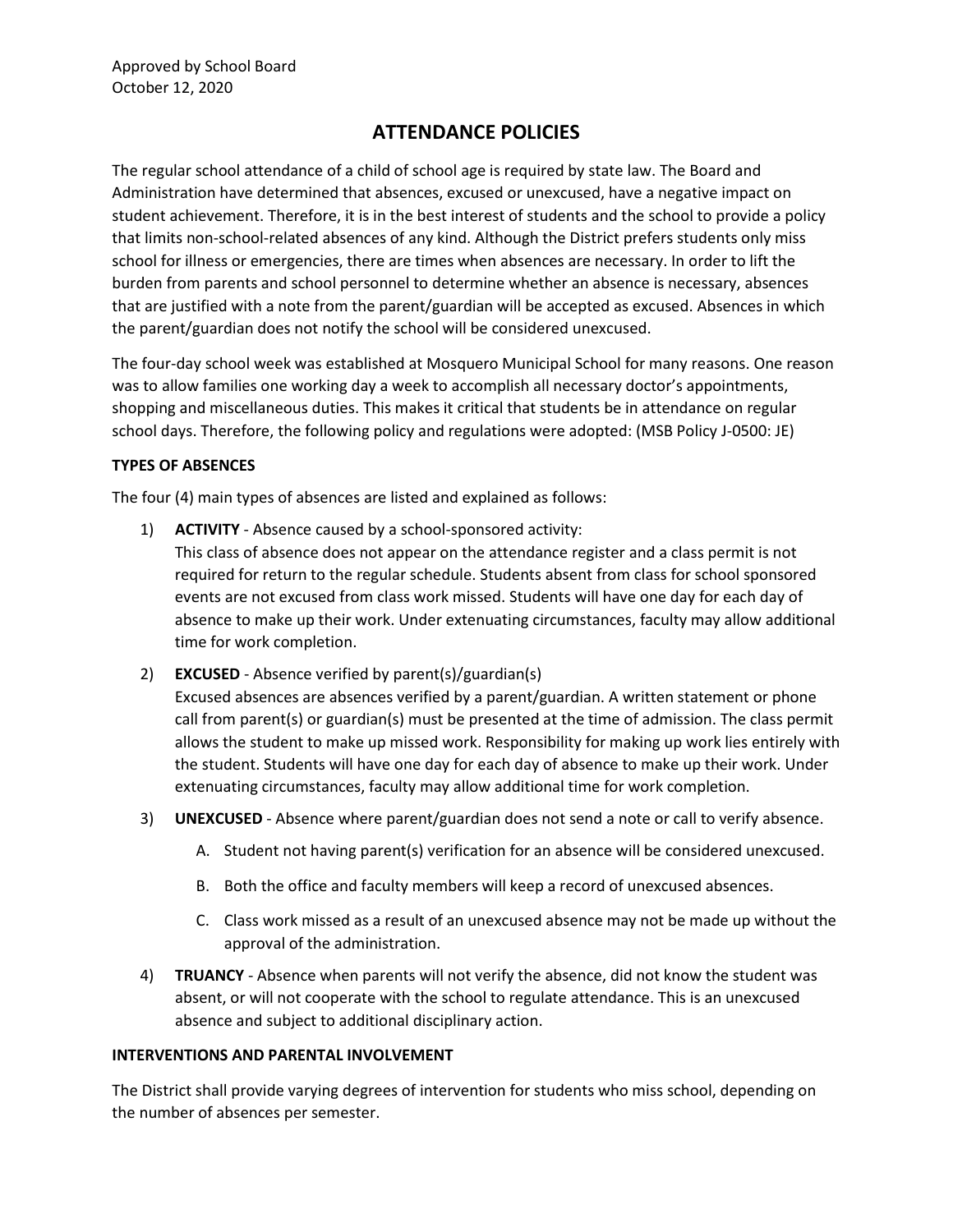Approved by School Board
October 12, 2020

# ATTENDANCE POLICIES

The regular school attendance of a child of school age is required by state law. The Board and Administration have determined that absences, excused or unexcused, have a negative impact on student achievement. Therefore, it is in the best interest of students and the school to provide a policy that limits non-school-related absences of any kind. Although the District prefers students only miss school for illness or emergencies, there are times when absences are necessary. In order to lift the burden from parents and school personnel to determine whether an absence is necessary, absences that are justified with a note from the parent/guardian will be accepted as excused. Absences in which the parent/guardian does not notify the school will be considered unexcused.

The four-day school week was established at Mosquero Municipal School for many reasons. One reason was to allow families one working day a week to accomplish all necessary doctor's appointments, shopping and miscellaneous duties. This makes it critical that students be in attendance on regular school days. Therefore, the following policy and regulations were adopted: (MSB Policy J-0500: JE)

## TYPES OF ABSENCES

The four (4) main types of absences are listed and explained as follows:

1) **ACTIVITY** - Absence caused by a school-sponsored activity:
   This class of absence does not appear on the attendance register and a class permit is not required for return to the regular schedule. Students absent from class for school sponsored events are not excused from class work missed. Students will have one day for each day of absence to make up their work. Under extenuating circumstances, faculty may allow additional time for work completion.

2) **EXCUSED** - Absence verified by parent(s)/guardian(s)
   Excused absences are absences verified by a parent/guardian. A written statement or phone call from parent(s) or guardian(s) must be presented at the time of admission. The class permit allows the student to make up missed work. Responsibility for making up work lies entirely with the student. Students will have one day for each day of absence to make up their work. Under extenuating circumstances, faculty may allow additional time for work completion.

3) **UNEXCUSED** - Absence where parent/guardian does not send a note or call to verify absence.
   A. Student not having parent(s) verification for an absence will be considered unexcused.
   B. Both the office and faculty members will keep a record of unexcused absences.
   C. Class work missed as a result of an unexcused absence may not be made up without the approval of the administration.

4) **TRUANCY** - Absence when parents will not verify the absence, did not know the student was absent, or will not cooperate with the school to regulate attendance. This is an unexcused absence and subject to additional disciplinary action.

## INTERVENTIONS AND PARENTAL INVOLVEMENT

The District shall provide varying degrees of intervention for students who miss school, depending on the number of absences per semester.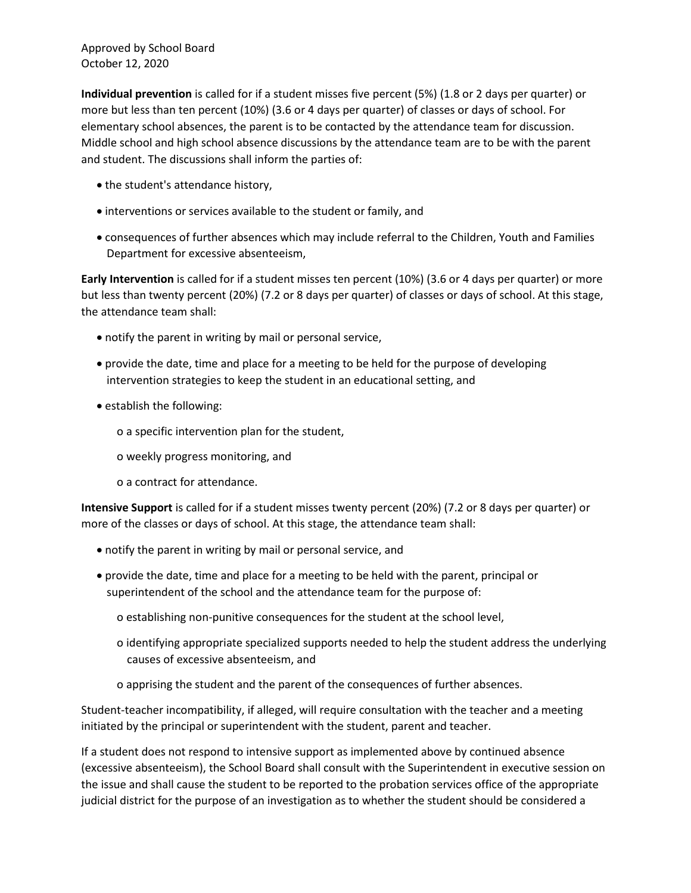Approved by School Board
October 12, 2020

**Individual prevention** is called for if a student misses five percent (5%) (1.8 or 2 days per quarter) or more but less than ten percent (10%) (3.6 or 4 days per quarter) of classes or days of school. For elementary school absences, the parent is to be contacted by the attendance team for discussion. Middle school and high school absence discussions by the attendance team are to be with the parent and student. The discussions shall inform the parties of:

- the student's attendance history,
- interventions or services available to the student or family, and
- consequences of further absences which may include referral to the Children, Youth and Families Department for excessive absenteeism,

**Early Intervention** is called for if a student misses ten percent (10%) (3.6 or 4 days per quarter) or more but less than twenty percent (20%) (7.2 or 8 days per quarter) of classes or days of school. At this stage, the attendance team shall:

- notify the parent in writing by mail or personal service,
- provide the date, time and place for a meeting to be held for the purpose of developing intervention strategies to keep the student in an educational setting, and
- establish the following:
    - a specific intervention plan for the student,
    - weekly progress monitoring, and
    - a contract for attendance.

**Intensive Support** is called for if a student misses twenty percent (20%) (7.2 or 8 days per quarter) or more of the classes or days of school. At this stage, the attendance team shall:

- notify the parent in writing by mail or personal service, and
- provide the date, time and place for a meeting to be held with the parent, principal or superintendent of the school and the attendance team for the purpose of:
    - establishing non-punitive consequences for the student at the school level,
    - identifying appropriate specialized supports needed to help the student address the underlying causes of excessive absenteeism, and
    - apprising the student and the parent of the consequences of further absences.

Student-teacher incompatibility, if alleged, will require consultation with the teacher and a meeting initiated by the principal or superintendent with the student, parent and teacher.

If a student does not respond to intensive support as implemented above by continued absence (excessive absenteeism), the School Board shall consult with the Superintendent in executive session on the issue and shall cause the student to be reported to the probation services office of the appropriate judicial district for the purpose of an investigation as to whether the student should be considered a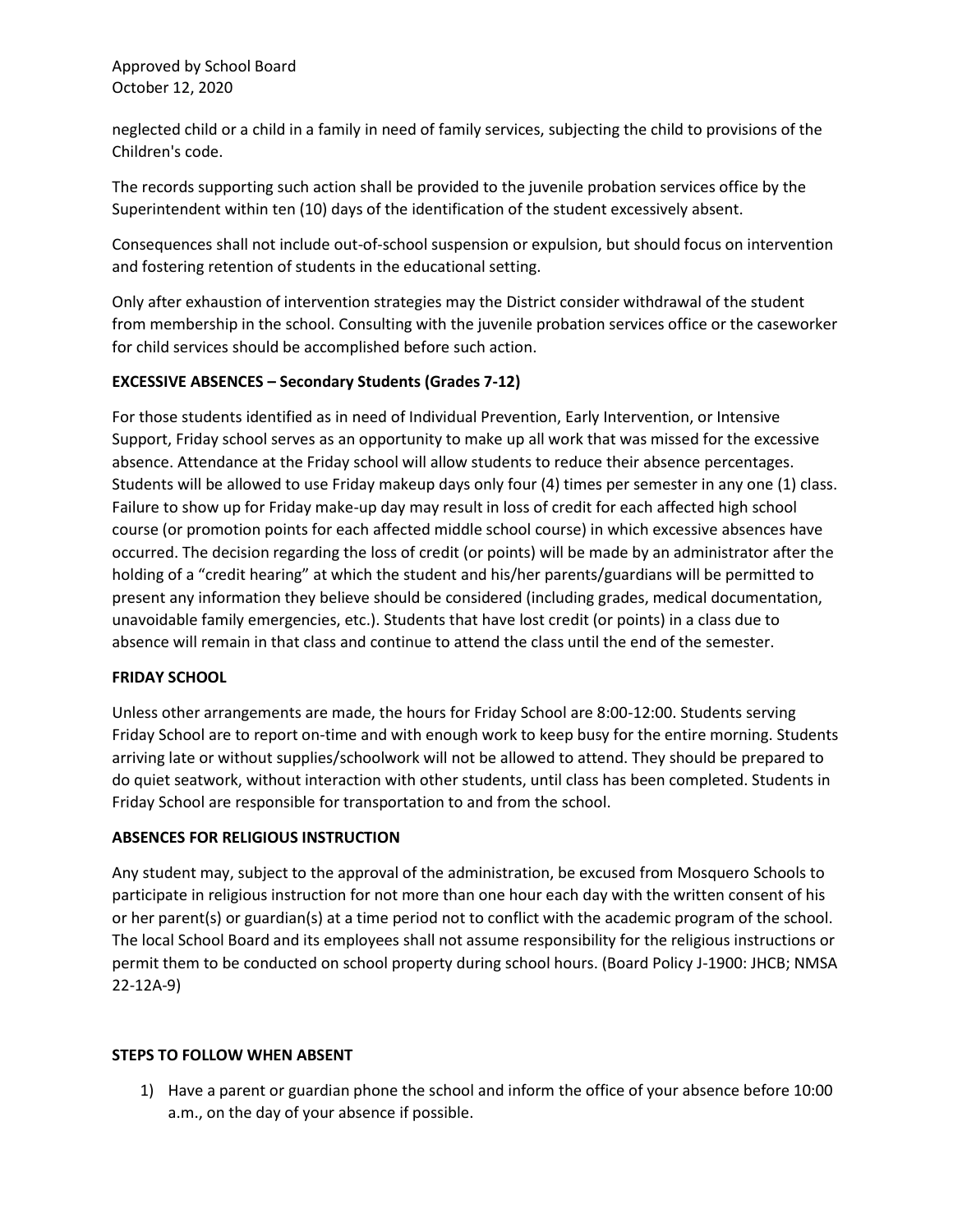neglected child or a child in a family in need of family services, subjecting the child to provisions of the Children's code.

The records supporting such action shall be provided to the juvenile probation services office by the Superintendent within ten (10) days of the identification of the student excessively absent.

Consequences shall not include out-of-school suspension or expulsion, but should focus on intervention and fostering retention of students in the educational setting.

Only after exhaustion of intervention strategies may the District consider withdrawal of the student from membership in the school. Consulting with the juvenile probation services office or the caseworker for child services should be accomplished before such action.

**EXCESSIVE ABSENCES – Secondary Students (Grades 7-12)**

For those students identified as in need of Individual Prevention, Early Intervention, or Intensive Support, Friday school serves as an opportunity to make up all work that was missed for the excessive absence. Attendance at the Friday school will allow students to reduce their absence percentages. Students will be allowed to use Friday makeup days only four (4) times per semester in any one (1) class. Failure to show up for Friday make-up day may result in loss of credit for each affected high school course (or promotion points for each affected middle school course) in which excessive absences have occurred. The decision regarding the loss of credit (or points) will be made by an administrator after the holding of a "credit hearing" at which the student and his/her parents/guardians will be permitted to present any information they believe should be considered (including grades, medical documentation, unavoidable family emergencies, etc.). Students that have lost credit (or points) in a class due to absence will remain in that class and continue to attend the class until the end of the semester.

**FRIDAY SCHOOL**

Unless other arrangements are made, the hours for Friday School are 8:00-12:00. Students serving Friday School are to report on-time and with enough work to keep busy for the entire morning. Students arriving late or without supplies/schoolwork will not be allowed to attend. They should be prepared to do quiet seatwork, without interaction with other students, until class has been completed. Students in Friday School are responsible for transportation to and from the school.

**ABSENCES FOR RELIGIOUS INSTRUCTION**

Any student may, subject to the approval of the administration, be excused from Mosquero Schools to participate in religious instruction for not more than one hour each day with the written consent of his or her parent(s) or guardian(s) at a time period not to conflict with the academic program of the school. The local School Board and its employees shall not assume responsibility for the religious instructions or permit them to be conducted on school property during school hours. (Board Policy J-1900: JHCB; NMSA 22-12A-9)

**STEPS TO FOLLOW WHEN ABSENT**

1) Have a parent or guardian phone the school and inform the office of your absence before 10:00 a.m., on the day of your absence if possible.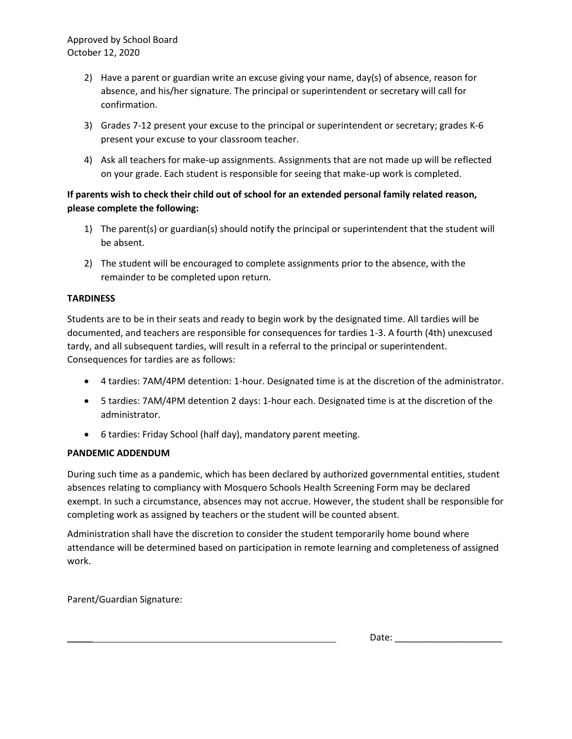Approved by School Board
October 12, 2020

2) Have a parent or guardian write an excuse giving your name, day(s) of absence, reason for absence, and his/her signature. The principal or superintendent or secretary will call for confirmation.
3) Grades 7-12 present your excuse to the principal or superintendent or secretary; grades K-6 present your excuse to your classroom teacher.
4) Ask all teachers for make-up assignments. Assignments that are not made up will be reflected on your grade. Each student is responsible for seeing that make-up work is completed.

**If parents wish to check their child out of school for an extended personal family related reason, please complete the following:**

1) The parent(s) or guardian(s) should notify the principal or superintendent that the student will be absent.
2) The student will be encouraged to complete assignments prior to the absence, with the remainder to be completed upon return.

**TARDINESS**

Students are to be in their seats and ready to begin work by the designated time. All tardies will be documented, and teachers are responsible for consequences for tardies 1-3. A fourth (4th) unexcused tardy, and all subsequent tardies, will result in a referral to the principal or superintendent. Consequences for tardies are as follows:

- 4 tardies: 7AM/4PM detention: 1-hour. Designated time is at the discretion of the administrator.
- 5 tardies: 7AM/4PM detention 2 days: 1-hour each. Designated time is at the discretion of the administrator.
- 6 tardies: Friday School (half day), mandatory parent meeting.

**PANDEMIC ADDENDUM**

During such time as a pandemic, which has been declared by authorized governmental entities, student absences relating to compliancy with Mosquero Schools Health Screening Form may be declared exempt. In such a circumstance, absences may not accrue. However, the student shall be responsible for completing work as assigned by teachers or the student will be counted absent.

Administration shall have the discretion to consider the student temporarily home bound where attendance will be determined based on participation in remote learning and completeness of assigned work.

Parent/Guardian Signature:

______________________________________________________ Date: _____________________